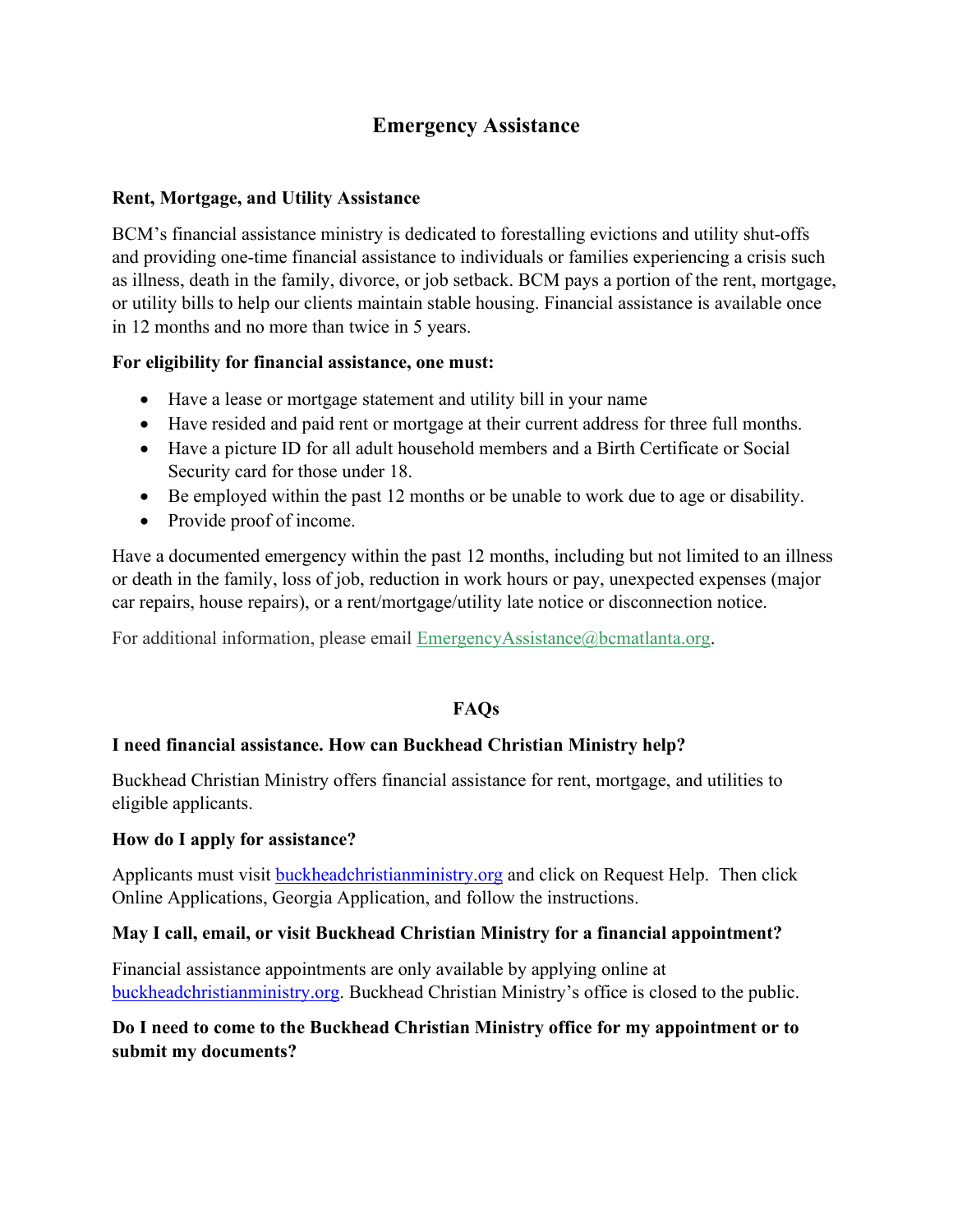# Emergency Assistance

## Rent, Mortgage, and Utility Assistance

BCM's financial assistance ministry is dedicated to forestalling evictions and utility shut-offs and providing one-time financial assistance to individuals or families experiencing a crisis such as illness, death in the family, divorce, or job setback. BCM pays a portion of the rent, mortgage, or utility bills to help our clients maintain stable housing. Financial assistance is available once in 12 months and no more than twice in 5 years.

**For eligibility for financial assistance, one must:**

- Have a lease or mortgage statement and utility bill in your name
- Have resided and paid rent or mortgage at their current address for three full months.
- Have a picture ID for all adult household members and a Birth Certificate or Social Security card for those under 18.
- Be employed within the past 12 months or be unable to work due to age or disability.
- Provide proof of income.

Have a documented emergency within the past 12 months, including but not limited to an illness or death in the family, loss of job, reduction in work hours or pay, unexpected expenses (major car repairs, house repairs), or a rent/mortgage/utility late notice or disconnection notice.

For additional information, please email EmergencyAssistance@bcmatlanta.org.

## FAQs

**I need financial assistance. How can Buckhead Christian Ministry help?**

Buckhead Christian Ministry offers financial assistance for rent, mortgage, and utilities to eligible applicants.

**How do I apply for assistance?**

Applicants must visit buckheadchristianministry.org and click on Request Help. Then click Online Applications, Georgia Application, and follow the instructions.

**May I call, email, or visit Buckhead Christian Ministry for a financial appointment?**

Financial assistance appointments are only available by applying online at buckheadchristianministry.org. Buckhead Christian Ministry's office is closed to the public.

**Do I need to come to the Buckhead Christian Ministry office for my appointment or to submit my documents?**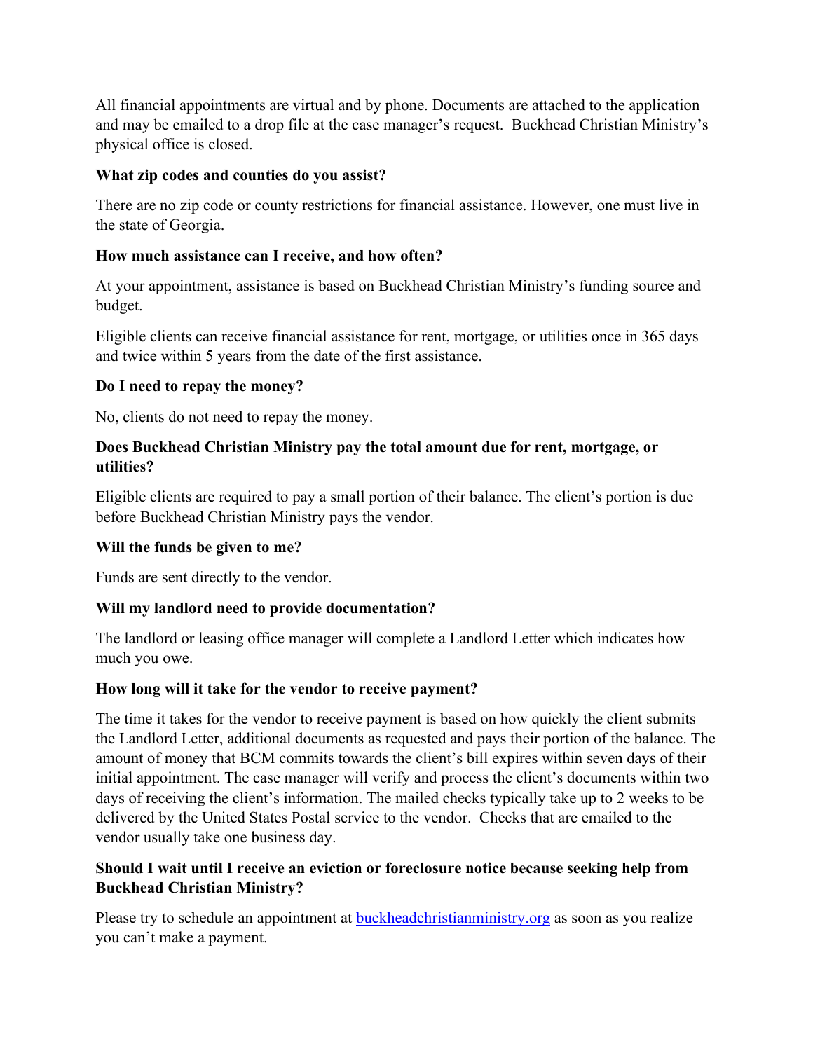All financial appointments are virtual and by phone. Documents are attached to the application and may be emailed to a drop file at the case manager's request. Buckhead Christian Ministry's physical office is closed.

**What zip codes and counties do you assist?**

There are no zip code or county restrictions for financial assistance. However, one must live in the state of Georgia.

**How much assistance can I receive, and how often?**

At your appointment, assistance is based on Buckhead Christian Ministry's funding source and budget.

Eligible clients can receive financial assistance for rent, mortgage, or utilities once in 365 days and twice within 5 years from the date of the first assistance.

**Do I need to repay the money?**

No, clients do not need to repay the money.

**Does Buckhead Christian Ministry pay the total amount due for rent, mortgage, or utilities?**

Eligible clients are required to pay a small portion of their balance. The client's portion is due before Buckhead Christian Ministry pays the vendor.

**Will the funds be given to me?**

Funds are sent directly to the vendor.

**Will my landlord need to provide documentation?**

The landlord or leasing office manager will complete a Landlord Letter which indicates how much you owe.

**How long will it take for the vendor to receive payment?**

The time it takes for the vendor to receive payment is based on how quickly the client submits the Landlord Letter, additional documents as requested and pays their portion of the balance. The amount of money that BCM commits towards the client's bill expires within seven days of their initial appointment. The case manager will verify and process the client's documents within two days of receiving the client's information. The mailed checks typically take up to 2 weeks to be delivered by the United States Postal service to the vendor. Checks that are emailed to the vendor usually take one business day.

**Should I wait until I receive an eviction or foreclosure notice because seeking help from Buckhead Christian Ministry?**

Please try to schedule an appointment at [buckheadchristianministry.org](buckheadchristianministry.org) as soon as you realize you can't make a payment.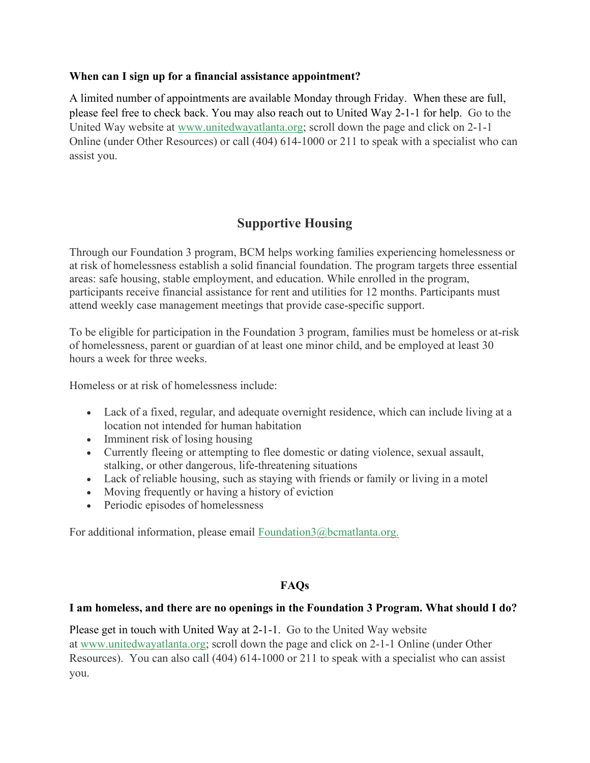**When can I sign up for a financial assistance appointment?**

A limited number of appointments are available Monday through Friday. When these are full, please feel free to check back. You may also reach out to United Way 2-1-1 for help. Go to the United Way website at www.unitedwayatlanta.org; scroll down the page and click on 2-1-1 Online (under Other Resources) or call (404) 614-1000 or 211 to speak with a specialist who can assist you.

## Supportive Housing

Through our Foundation 3 program, BCM helps working families experiencing homelessness or at risk of homelessness establish a solid financial foundation. The program targets three essential areas: safe housing, stable employment, and education. While enrolled in the program, participants receive financial assistance for rent and utilities for 12 months. Participants must attend weekly case management meetings that provide case-specific support.

To be eligible for participation in the Foundation 3 program, families must be homeless or at-risk of homelessness, parent or guardian of at least one minor child, and be employed at least 30 hours a week for three weeks.

Homeless or at risk of homelessness include:

- Lack of a fixed, regular, and adequate overnight residence, which can include living at a location not intended for human habitation
- Imminent risk of losing housing
- Currently fleeing or attempting to flee domestic or dating violence, sexual assault, stalking, or other dangerous, life-threatening situations
- Lack of reliable housing, such as staying with friends or family or living in a motel
- Moving frequently or having a history of eviction
- Periodic episodes of homelessness

For additional information, please email Foundation3@bcmatlanta.org.

### FAQs

**I am homeless, and there are no openings in the Foundation 3 Program. What should I do?**

Please get in touch with United Way at 2-1-1. Go to the United Way website at www.unitedwayatlanta.org; scroll down the page and click on 2-1-1 Online (under Other Resources). You can also call (404) 614-1000 or 211 to speak with a specialist who can assist you.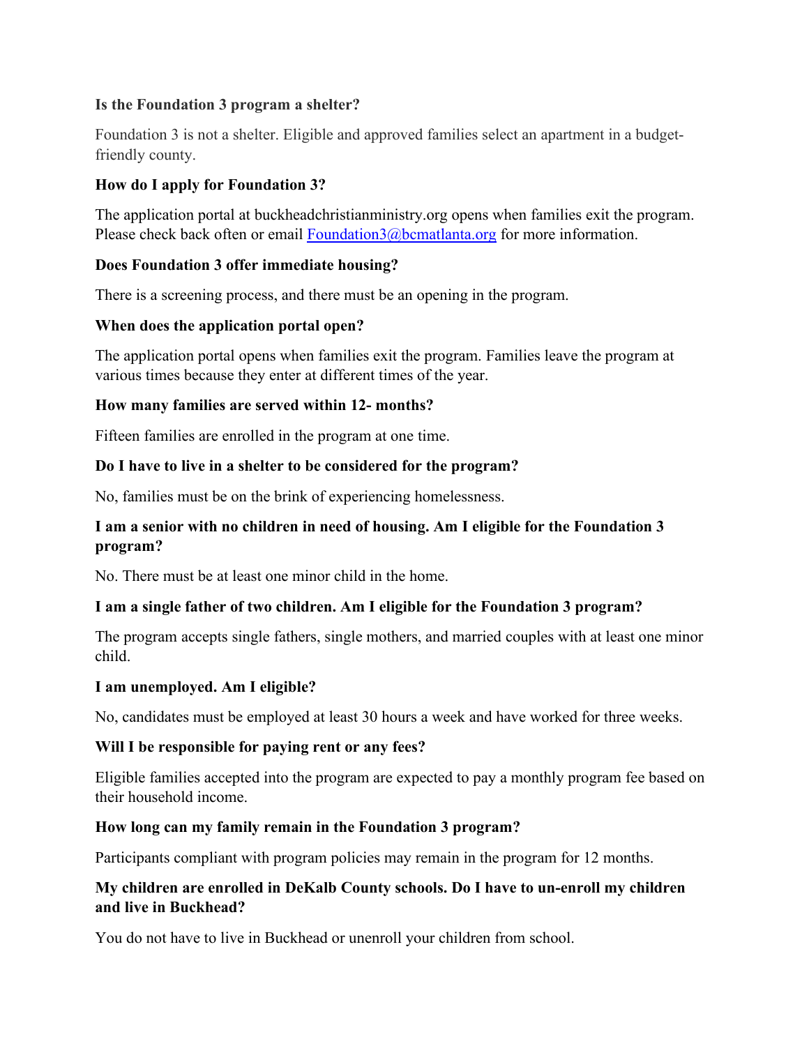**Is the Foundation 3 program a shelter?**

Foundation 3 is not a shelter. Eligible and approved families select an apartment in a budget-friendly county.

**How do I apply for Foundation 3?**

The application portal at buckheadchristianministry.org opens when families exit the program. Please check back often or email [Foundation3@bcmatlanta.org](mailto:Foundation3@bcmatlanta.org) for more information.

**Does Foundation 3 offer immediate housing?**

There is a screening process, and there must be an opening in the program.

**When does the application portal open?**

The application portal opens when families exit the program. Families leave the program at various times because they enter at different times of the year.

**How many families are served within 12- months?**

Fifteen families are enrolled in the program at one time.

**Do I have to live in a shelter to be considered for the program?**

No, families must be on the brink of experiencing homelessness.

**I am a senior with no children in need of housing. Am I eligible for the Foundation 3 program?**

No. There must be at least one minor child in the home.

**I am a single father of two children. Am I eligible for the Foundation 3 program?**

The program accepts single fathers, single mothers, and married couples with at least one minor child.

**I am unemployed. Am I eligible?**

No, candidates must be employed at least 30 hours a week and have worked for three weeks.

**Will I be responsible for paying rent or any fees?**

Eligible families accepted into the program are expected to pay a monthly program fee based on their household income.

**How long can my family remain in the Foundation 3 program?**

Participants compliant with program policies may remain in the program for 12 months.

**My children are enrolled in DeKalb County schools. Do I have to un-enroll my children and live in Buckhead?**

You do not have to live in Buckhead or unenroll your children from school.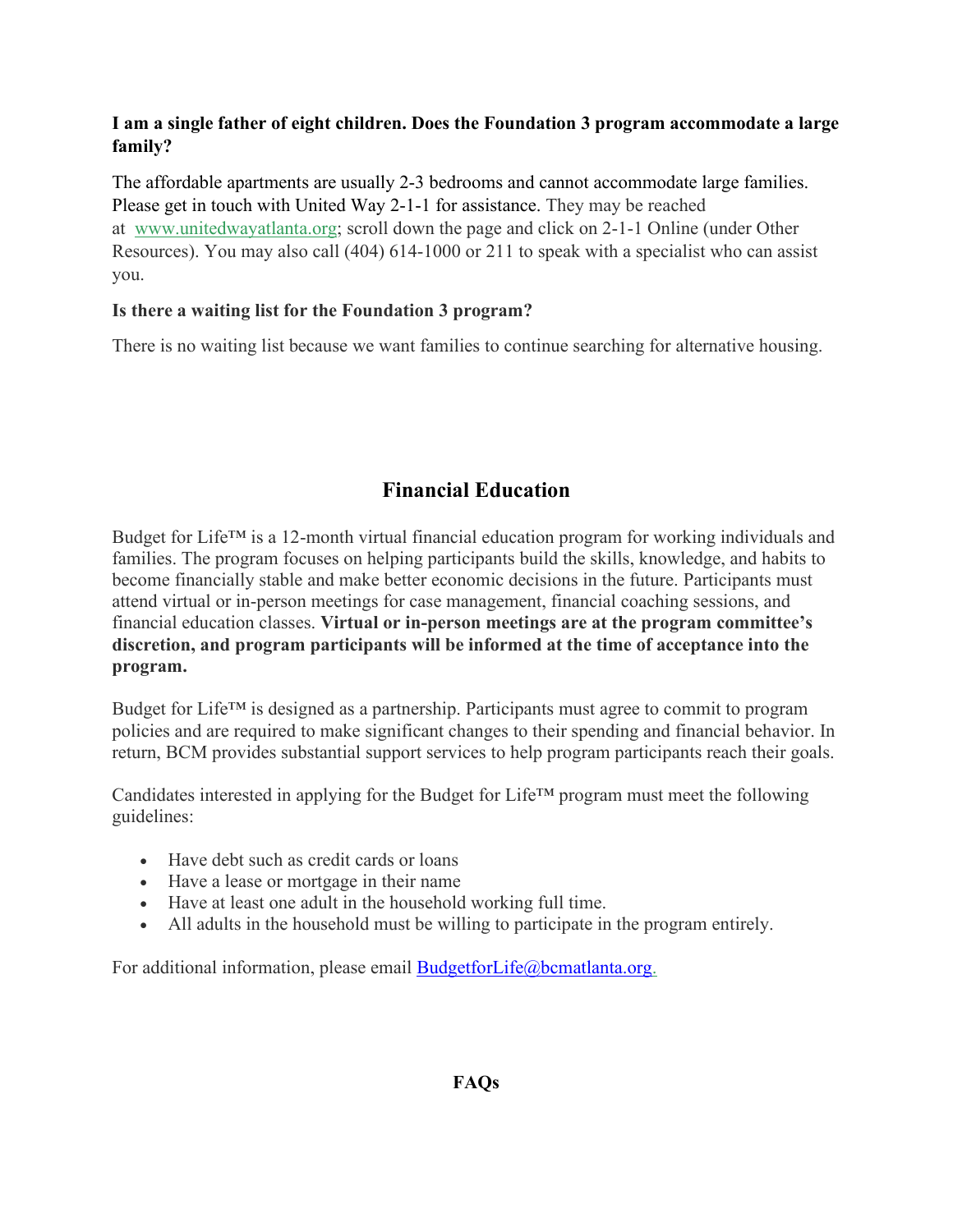**I am a single father of eight children. Does the Foundation 3 program accommodate a large family?**

The affordable apartments are usually 2-3 bedrooms and cannot accommodate large families. Please get in touch with United Way 2-1-1 for assistance. They may be reached at www.unitedwayatlanta.org; scroll down the page and click on 2-1-1 Online (under Other Resources). You may also call (404) 614-1000 or 211 to speak with a specialist who can assist you.

**Is there a waiting list for the Foundation 3 program?**

There is no waiting list because we want families to continue searching for alternative housing.

## Financial Education

Budget for Life™ is a 12-month virtual financial education program for working individuals and families. The program focuses on helping participants build the skills, knowledge, and habits to become financially stable and make better economic decisions in the future. Participants must attend virtual or in-person meetings for case management, financial coaching sessions, and financial education classes. **Virtual or in-person meetings are at the program committee's discretion, and program participants will be informed at the time of acceptance into the program.**

Budget for Life™ is designed as a partnership. Participants must agree to commit to program policies and are required to make significant changes to their spending and financial behavior. In return, BCM provides substantial support services to help program participants reach their goals.

Candidates interested in applying for the Budget for Life™ program must meet the following guidelines:

- Have debt such as credit cards or loans
- Have a lease or mortgage in their name
- Have at least one adult in the household working full time.
- All adults in the household must be willing to participate in the program entirely.

For additional information, please email BudgetforLife@bcmatlanta.org.

**FAQs**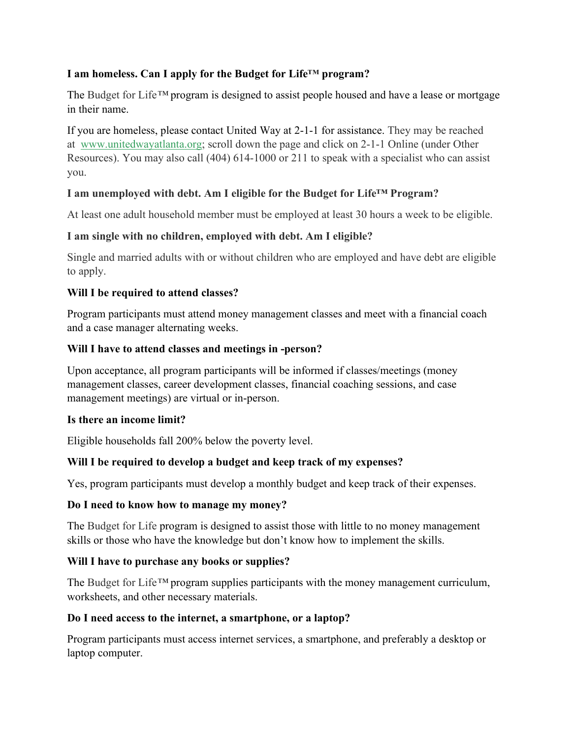**I am homeless. Can I apply for the Budget for Life™ program?**

The Budget for Life™ program is designed to assist people housed and have a lease or mortgage in their name.

If you are homeless, please contact United Way at 2-1-1 for assistance. They may be reached at [www.unitedwayatlanta.org](http://www.unitedwayatlanta.org); scroll down the page and click on 2-1-1 Online (under Other Resources). You may also call (404) 614-1000 or 211 to speak with a specialist who can assist you.

**I am unemployed with debt. Am I eligible for the Budget for Life™ Program?**

At least one adult household member must be employed at least 30 hours a week to be eligible.

**I am single with no children, employed with debt. Am I eligible?**

Single and married adults with or without children who are employed and have debt are eligible to apply.

**Will I be required to attend classes?**

Program participants must attend money management classes and meet with a financial coach and a case manager alternating weeks.

**Will I have to attend classes and meetings in -person?**

Upon acceptance, all program participants will be informed if classes/meetings (money management classes, career development classes, financial coaching sessions, and case management meetings) are virtual or in-person.

**Is there an income limit?**

Eligible households fall 200% below the poverty level.

**Will I be required to develop a budget and keep track of my expenses?**

Yes, program participants must develop a monthly budget and keep track of their expenses.

**Do I need to know how to manage my money?**

The Budget for Life program is designed to assist those with little to no money management skills or those who have the knowledge but don't know how to implement the skills.

**Will I have to purchase any books or supplies?**

The Budget for Life™ program supplies participants with the money management curriculum, worksheets, and other necessary materials.

**Do I need access to the internet, a smartphone, or a laptop?**

Program participants must access internet services, a smartphone, and preferably a desktop or laptop computer.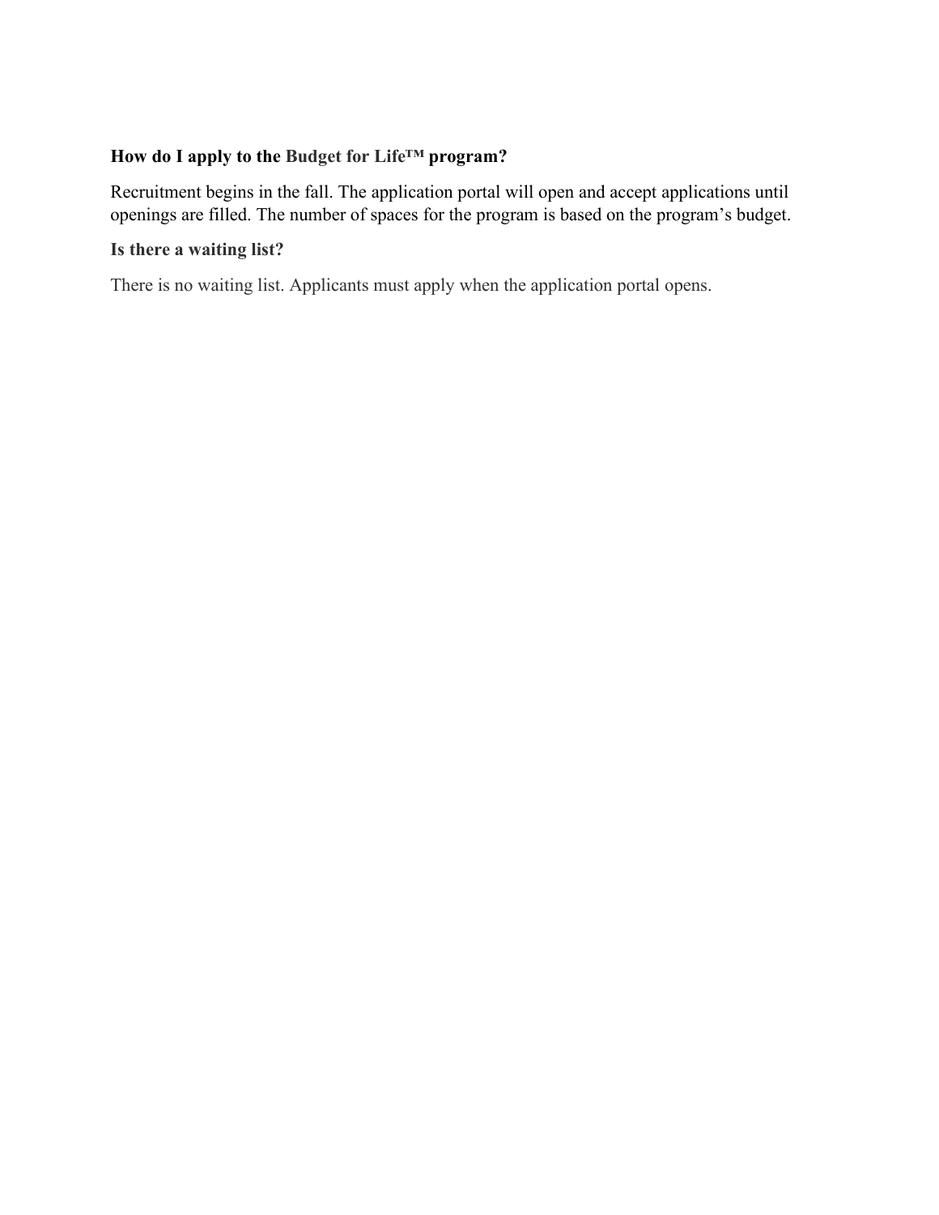**How do I apply to the Budget for Life™ program?**

Recruitment begins in the fall. The application portal will open and accept applications until openings are filled. The number of spaces for the program is based on the program's budget.

**Is there a waiting list?**

There is no waiting list. Applicants must apply when the application portal opens.